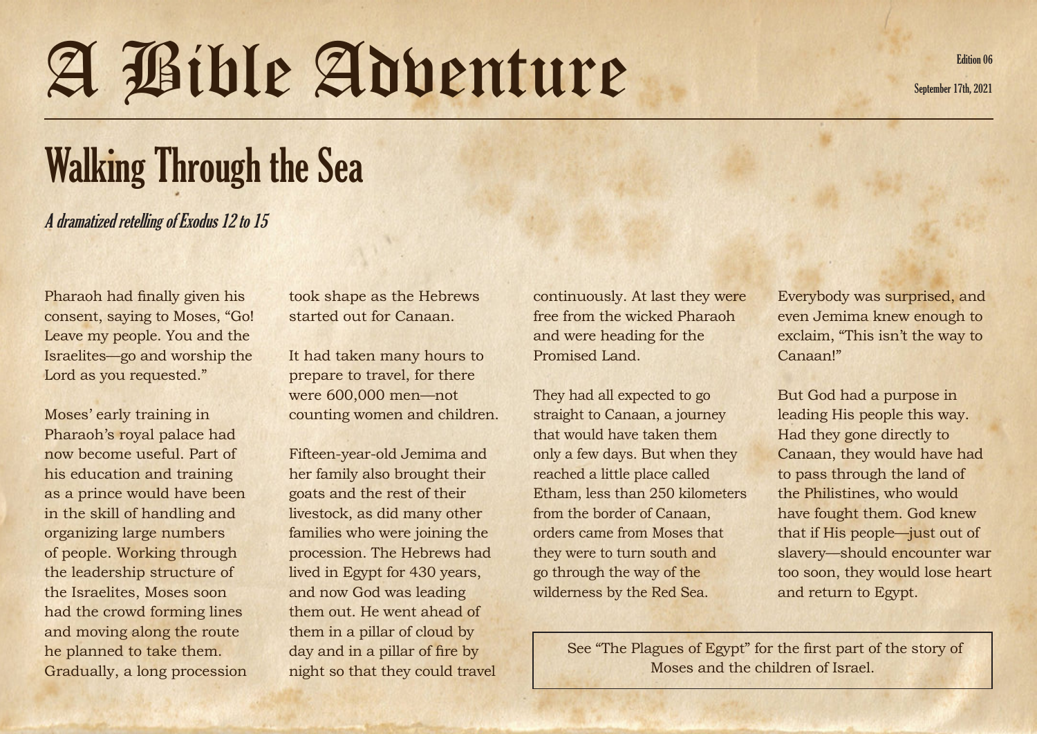# A Bible Adventure

Edition 06

September 17th, 2021

## Walking Through the Sea

*A dramatized retelling of Exodus 12 to 15*

Pharaoh had finally given his consent, saying to Moses, "Go! Leave my people. You and the Israelites—go and worship the Lord as you requested."

Moses' early training in Pharaoh's royal palace had now become useful. Part of his education and training as a prince would have been in the skill of handling and organizing large numbers of people. Working through the leadership structure of the Israelites, Moses soon had the crowd forming lines and moving along the route he planned to take them. Gradually, a long procession took shape as the Hebrews started out for Canaan.

It had taken many hours to prepare to travel, for there were 600,000 men—not counting women and children.

Fifteen-year-old Jemima and her family also brought their goats and the rest of their livestock, as did many other families who were joining the procession. The Hebrews had lived in Egypt for 430 years, and now God was leading them out. He went ahead of them in a pillar of cloud by day and in a pillar of fire by night so that they could travel continuously. At last they were free from the wicked Pharaoh and were heading for the Promised Land.

They had all expected to go straight to Canaan, a journey that would have taken them only a few days. But when they reached a little place called Etham, less than 250 kilometers from the border of Canaan, orders came from Moses that they were to turn south and go through the way of the wilderness by the Red Sea.

Everybody was surprised, and even Jemima knew enough to exclaim, "This isn't the way to Canaan!"

But God had a purpose in leading His people this way. Had they gone directly to Canaan, they would have had to pass through the land of the Philistines, who would have fought them. God knew that if His people—just out of slavery—should encounter war too soon, they would lose heart and return to Egypt.

See "The Plagues of Egypt" for the first part of the story of Moses and the children of Israel.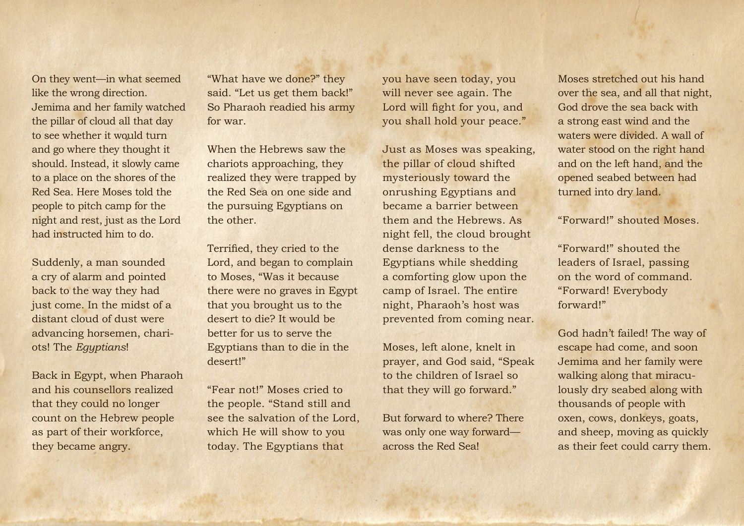On they went—in what seemed like the wrong direction. Jemima and her family watched the pillar of cloud all that day to see whether it would turn and go where they thought it should. Instead, it slowly came to a place on the shores of the Red Sea. Here Moses told the people to pitch camp for the night and rest, just as the Lord had instructed him to do.

Suddenly, a man sounded a cry of alarm and pointed back to the way they had just come. In the midst of a distant cloud of dust were advancing horsemen, chariots! The *Egyptians*!

Back in Egypt, when Pharaoh and his counsellors realized that they could no longer count on the Hebrew people as part of their workforce, they became angry.

"What have we done?" they said. "Let us get them back!" So Pharaoh readied his army for war.

When the Hebrews saw the chariots approaching, they realized they were trapped by the Red Sea on one side and the pursuing Egyptians on the other.

Terrified, they cried to the Lord, and began to complain to Moses, "Was it because there were no graves in Egypt that you brought us to the desert to die? It would be better for us to serve the Egyptians than to die in the desert!"

"Fear not!" Moses cried to the people. "Stand still and see the salvation of the Lord, which He will show to you today. The Egyptians that you have seen today, you will never see again. The Lord will fight for you, and you shall hold your peace."

Just as Moses was speaking, the pillar of cloud shifted mysteriously toward the onrushing Egyptians and became a barrier between them and the Hebrews. As night fell, the cloud brought dense darkness to the Egyptians while shedding a comforting glow upon the camp of Israel. The entire night, Pharaoh's host was prevented from coming near.

Moses, left alone, knelt in prayer, and God said, "Speak to the children of Israel so that they will go forward."

But forward to where? There was only one way forward—across the Red Sea!

Moses stretched out his hand over the sea, and all that night, God drove the sea back with a strong east wind and the waters were divided. A wall of water stood on the right hand and on the left hand, and the opened seabed between had turned into dry land.

"Forward!" shouted Moses.

"Forward!" shouted the leaders of Israel, passing on the word of command. "Forward! Everybody forward!"

God hadn't failed! The way of escape had come, and soon Jemima and her family were walking along that miraculously dry seabed along with thousands of people with oxen, cows, donkeys, goats, and sheep, moving as quickly as their feet could carry them.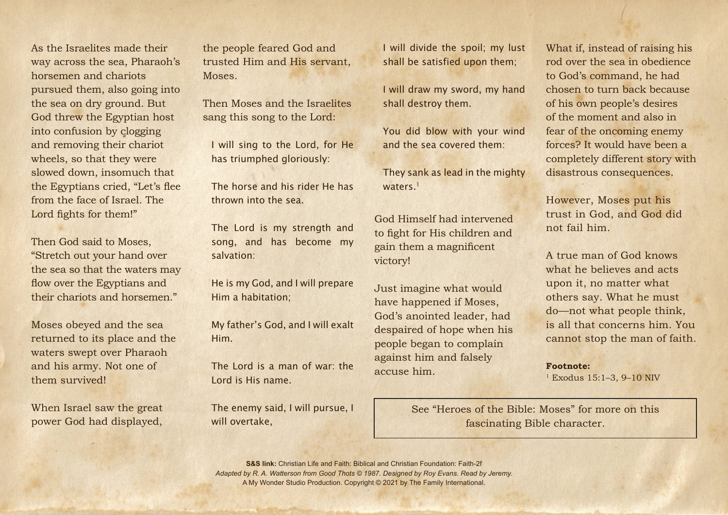As the Israelites made their way across the sea, Pharaoh's horsemen and chariots pursued them, also going into the sea on dry ground. But God threw the Egyptian host into confusion by clogging and removing their chariot wheels, so that they were slowed down, insomuch that the Egyptians cried, "Let's flee from the face of Israel. The Lord fights for them!"

Then God said to Moses, "Stretch out your hand over the sea so that the waters may flow over the Egyptians and their chariots and horsemen."

Moses obeyed and the sea returned to its place and the waters swept over Pharaoh and his army. Not one of them survived!

When Israel saw the great power God had displayed, the people feared God and trusted Him and His servant, Moses.

Then Moses and the Israelites sang this song to the Lord:

> I will sing to the Lord, for He has triumphed gloriously:
>
> The horse and his rider He has thrown into the sea.
>
> The Lord is my strength and song, and has become my salvation:
>
> He is my God, and I will prepare Him a habitation;
>
> My father's God, and I will exalt Him.
>
> The Lord is a man of war: the Lord is His name.
>
> The enemy said, I will pursue, I will overtake,
>
> I will divide the spoil; my lust shall be satisfied upon them;
>
> I will draw my sword, my hand shall destroy them.
>
> You did blow with your wind and the sea covered them:
>
> They sank as lead in the mighty waters.[1]

God Himself had intervened to fight for His children and gain them a magnificent victory!

Just imagine what would have happened if Moses, God's anointed leader, had despaired of hope when his people began to complain against him and falsely accuse him.

What if, instead of raising his rod over the sea in obedience to God's command, he had chosen to turn back because of his own people's desires of the moment and also in fear of the oncoming enemy forces? It would have been a completely different story with disastrous consequences.

However, Moses put his trust in God, and God did not fail him.

A true man of God knows what he believes and acts upon it, no matter what others say. What he must do—not what people think, is all that concerns him. You cannot stop the man of faith.

**Footnote:**
[1] Exodus 15:1–3, 9–10 NIV

See "Heroes of the Bible: Moses" for more on this fascinating Bible character.

**S&S link:** Christian Life and Faith: Biblical and Christian Foundation: Faith-2f
*Adapted by R. A. Watterson from Good Thots © 1987. Designed by Roy Evans. Read by Jeremy.*
A My Wonder Studio Production. Copyright © 2021 by The Family International.